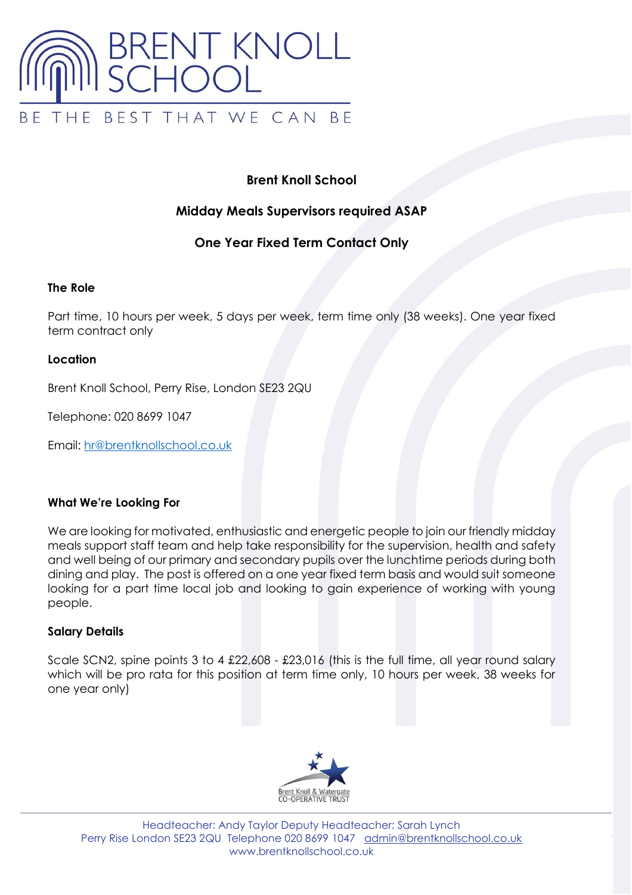# BRENT KNOLL SCHOOL

BE THE BEST THAT WE CAN BE

**Brent Knoll School**

**Midday Meals Supervisors required ASAP**

**One Year Fixed Term Contact Only**

### The Role

Part time, 10 hours per week, 5 days per week, term time only (38 weeks). One year fixed term contract only

### Location

Brent Knoll School, Perry Rise, London SE23 2QU

Telephone: 020 8699 1047

Email: hr@brentknollschool.co.uk

### What We're Looking For

We are looking for motivated, enthusiastic and energetic people to join our friendly midday meals support staff team and help take responsibility for the supervision, health and safety and well being of our primary and secondary pupils over the lunchtime periods during both dining and play. The post is offered on a one year fixed term basis and would suit someone looking for a part time local job and looking to gain experience of working with young people.

### Salary Details

Scale SCN2, spine points 3 to 4 £22,608 - £23,016 (this is the full time, all year round salary which will be pro rata for this position at term time only, 10 hours per week, 38 weeks for one year only)

Brent Knoll & Watergate CO-OPERATIVE TRUST

Headteacher: Andy Taylor Deputy Headteacher: Sarah Lynch
Perry Rise London SE23 2QU Telephone 020 8699 1047 admin@brentknollschool.co.uk
www.brentknollschool.co.uk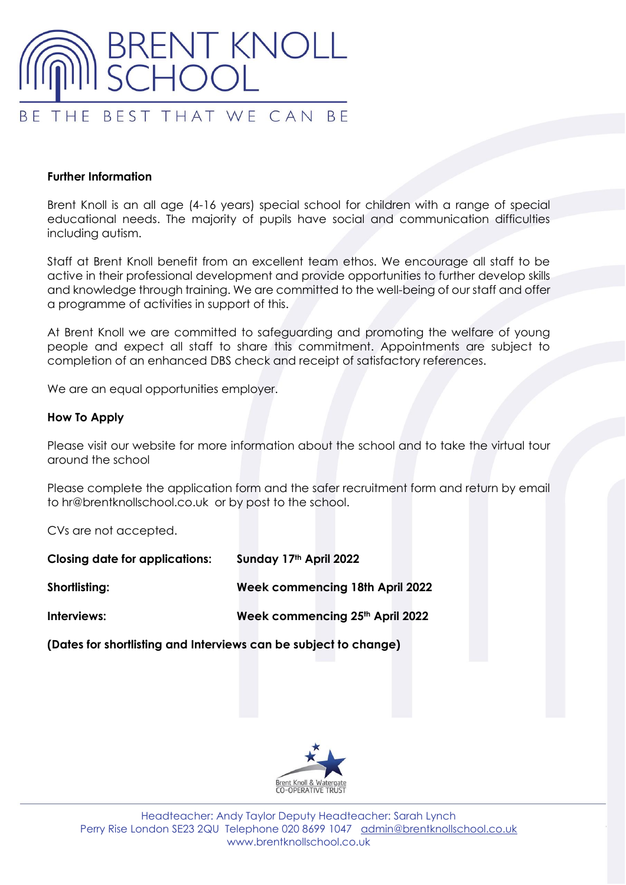# BRENT KNOLL SCHOOL

BE THE BEST THAT WE CAN BE

**Further Information**

Brent Knoll is an all age (4-16 years) special school for children with a range of special educational needs. The majority of pupils have social and communication difficulties including autism.

Staff at Brent Knoll benefit from an excellent team ethos. We encourage all staff to be active in their professional development and provide opportunities to further develop skills and knowledge through training. We are committed to the well-being of our staff and offer a programme of activities in support of this.

At Brent Knoll we are committed to safeguarding and promoting the welfare of young people and expect all staff to share this commitment. Appointments are subject to completion of an enhanced DBS check and receipt of satisfactory references.

We are an equal opportunities employer.

**How To Apply**

Please visit our website for more information about the school and to take the virtual tour around the school

Please complete the application form and the safer recruitment form and return by email to hr@brentknollschool.co.uk or by post to the school.

CVs are not accepted.

| | |
|---|---|
| **Closing date for applications:** | **Sunday 17th April 2022** |
| **Shortlisting:** | **Week commencing 18th April 2022** |
| **Interviews:** | **Week commencing 25th April 2022** |

**(Dates for shortlisting and Interviews can be subject to change)**

Brent Knoll & Watergate CO-OPERATIVE TRUST

Headteacher: Andy Taylor Deputy Headteacher: Sarah Lynch
Perry Rise London SE23 2QU Telephone 020 8699 1047 admin@brentknollschool.co.uk
www.brentknollschool.co.uk